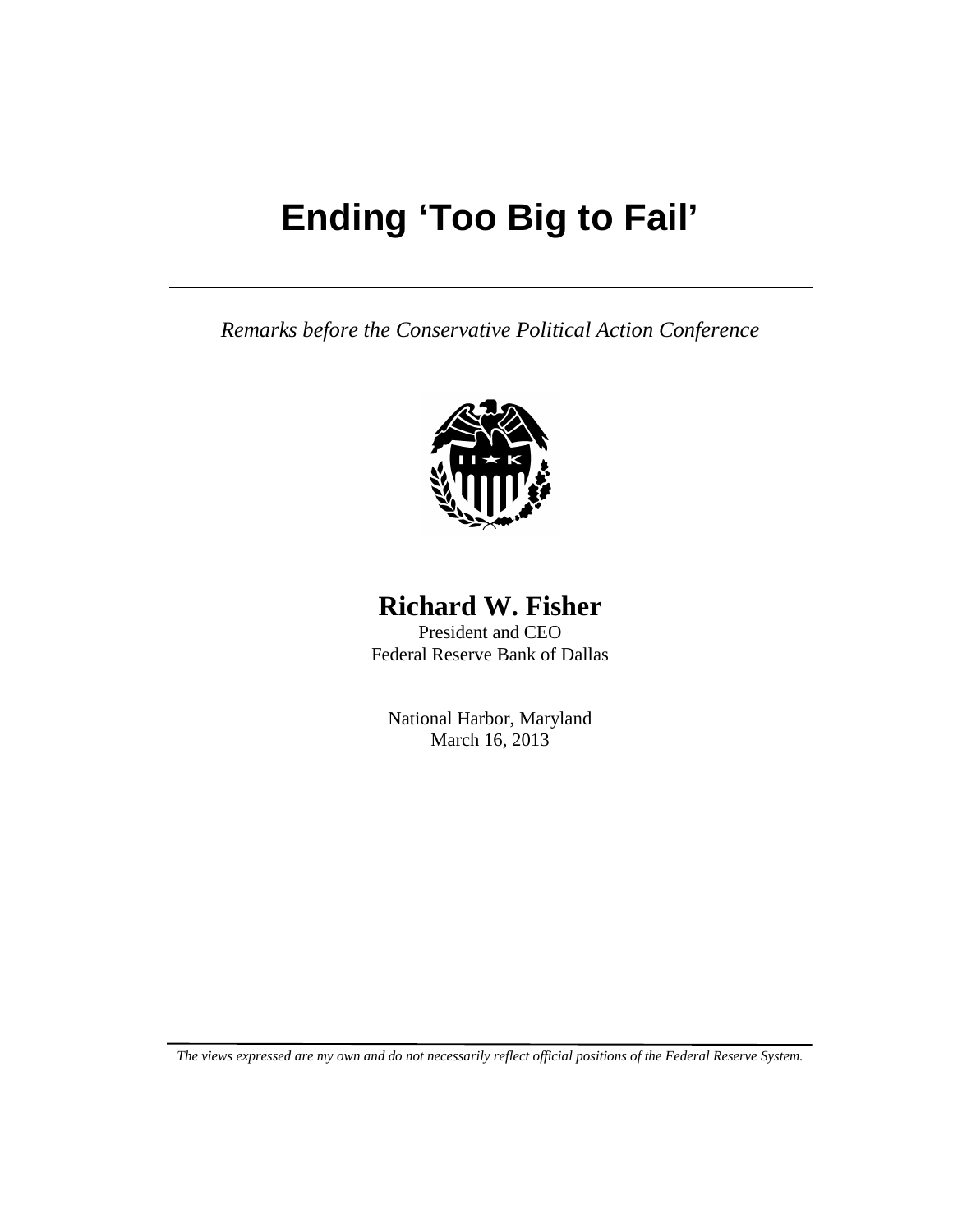# Ending 'Too Big to Fail'

*Remarks before the Conservative Political Action Conference*

**Richard W. Fisher**

President and CEO
Federal Reserve Bank of Dallas

National Harbor, Maryland
March 16, 2013

*The views expressed are my own and do not necessarily reflect official positions of the Federal Reserve System.*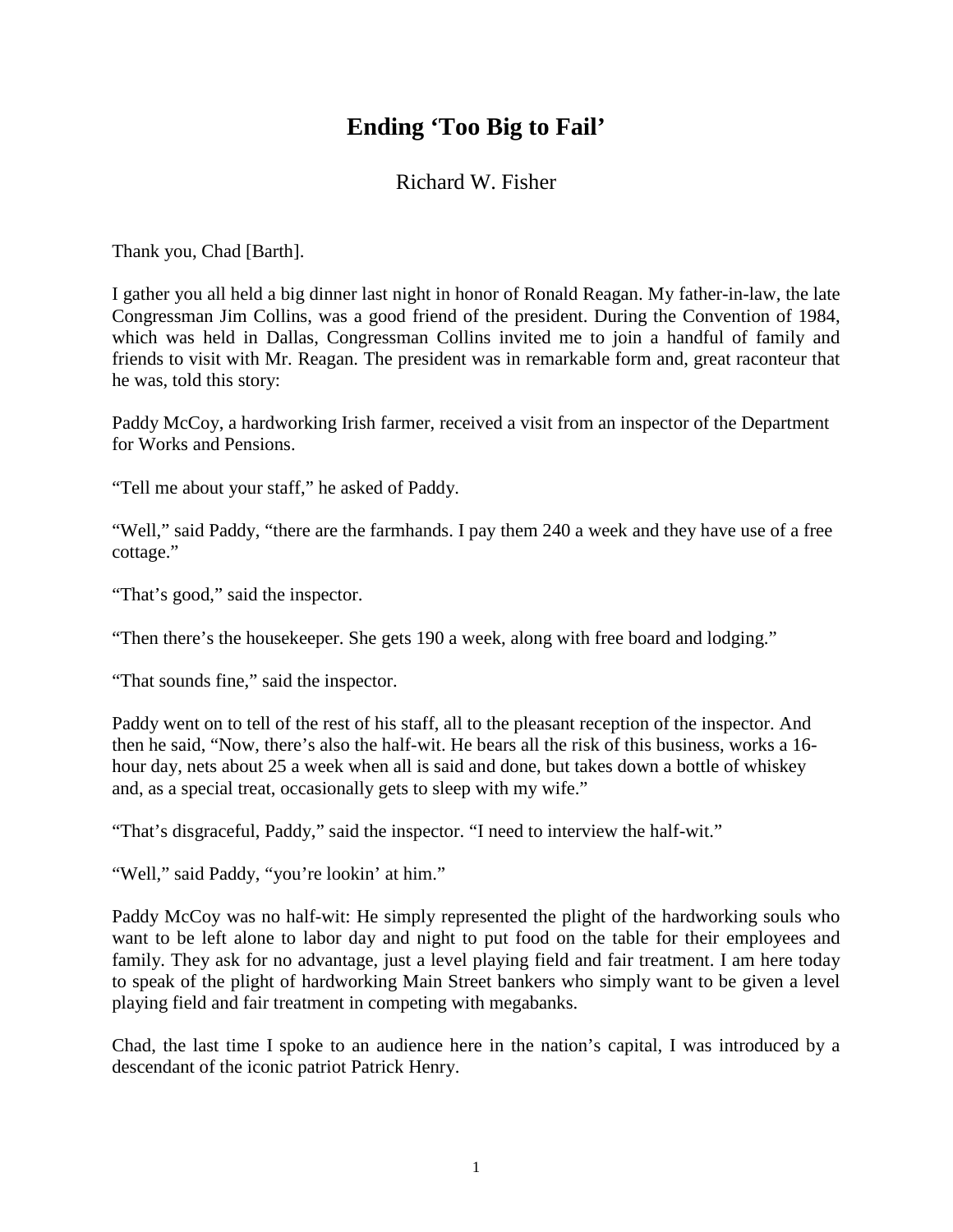# Ending 'Too Big to Fail'

Richard W. Fisher

Thank you, Chad [Barth].

I gather you all held a big dinner last night in honor of Ronald Reagan. My father-in-law, the late Congressman Jim Collins, was a good friend of the president. During the Convention of 1984, which was held in Dallas, Congressman Collins invited me to join a handful of family and friends to visit with Mr. Reagan. The president was in remarkable form and, great raconteur that he was, told this story:

Paddy McCoy, a hardworking Irish farmer, received a visit from an inspector of the Department for Works and Pensions.

"Tell me about your staff," he asked of Paddy.

"Well," said Paddy, "there are the farmhands. I pay them 240 a week and they have use of a free cottage."

"That's good," said the inspector.

"Then there's the housekeeper. She gets 190 a week, along with free board and lodging."

"That sounds fine," said the inspector.

Paddy went on to tell of the rest of his staff, all to the pleasant reception of the inspector. And then he said, "Now, there's also the half-wit. He bears all the risk of this business, works a 16-hour day, nets about 25 a week when all is said and done, but takes down a bottle of whiskey and, as a special treat, occasionally gets to sleep with my wife."

"That's disgraceful, Paddy," said the inspector. "I need to interview the half-wit."

"Well," said Paddy, "you're lookin' at him."

Paddy McCoy was no half-wit: He simply represented the plight of the hardworking souls who want to be left alone to labor day and night to put food on the table for their employees and family. They ask for no advantage, just a level playing field and fair treatment. I am here today to speak of the plight of hardworking Main Street bankers who simply want to be given a level playing field and fair treatment in competing with megabanks.

Chad, the last time I spoke to an audience here in the nation's capital, I was introduced by a descendant of the iconic patriot Patrick Henry.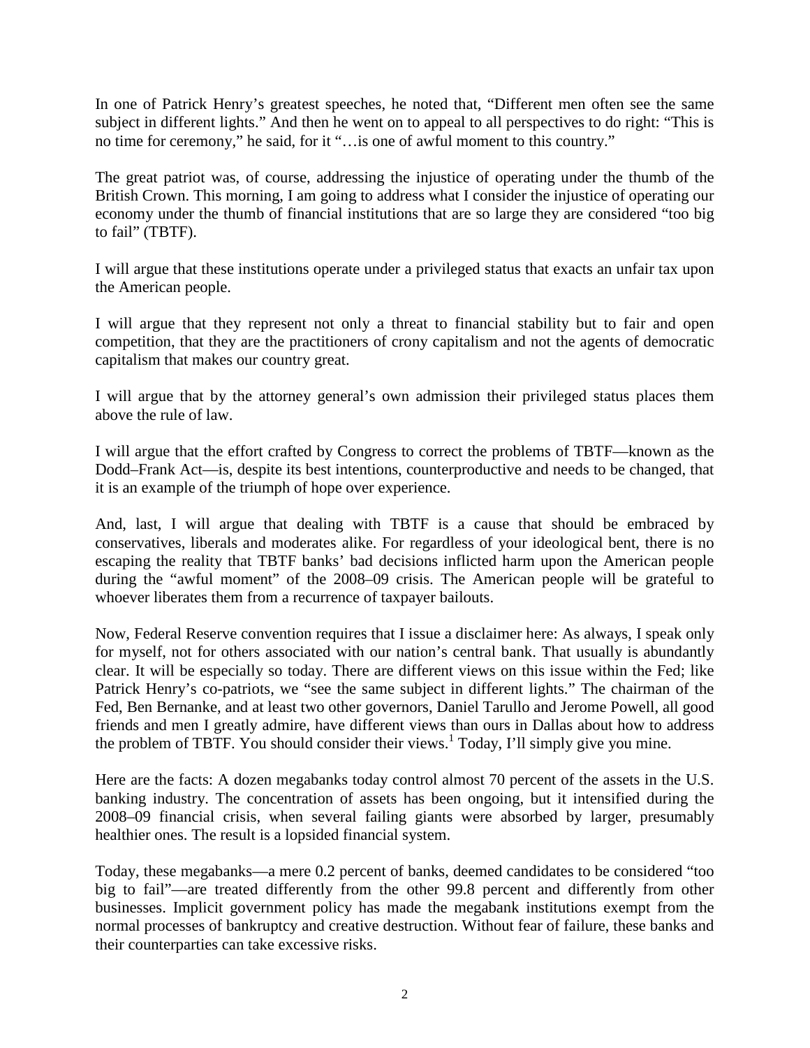In one of Patrick Henry's greatest speeches, he noted that, "Different men often see the same subject in different lights." And then he went on to appeal to all perspectives to do right: "This is no time for ceremony," he said, for it "…is one of awful moment to this country."

The great patriot was, of course, addressing the injustice of operating under the thumb of the British Crown. This morning, I am going to address what I consider the injustice of operating our economy under the thumb of financial institutions that are so large they are considered "too big to fail" (TBTF).

I will argue that these institutions operate under a privileged status that exacts an unfair tax upon the American people.

I will argue that they represent not only a threat to financial stability but to fair and open competition, that they are the practitioners of crony capitalism and not the agents of democratic capitalism that makes our country great.

I will argue that by the attorney general's own admission their privileged status places them above the rule of law.

I will argue that the effort crafted by Congress to correct the problems of TBTF—known as the Dodd–Frank Act—is, despite its best intentions, counterproductive and needs to be changed, that it is an example of the triumph of hope over experience.

And, last, I will argue that dealing with TBTF is a cause that should be embraced by conservatives, liberals and moderates alike. For regardless of your ideological bent, there is no escaping the reality that TBTF banks' bad decisions inflicted harm upon the American people during the "awful moment" of the 2008–09 crisis. The American people will be grateful to whoever liberates them from a recurrence of taxpayer bailouts.

Now, Federal Reserve convention requires that I issue a disclaimer here: As always, I speak only for myself, not for others associated with our nation's central bank. That usually is abundantly clear. It will be especially so today. There are different views on this issue within the Fed; like Patrick Henry's co-patriots, we "see the same subject in different lights." The chairman of the Fed, Ben Bernanke, and at least two other governors, Daniel Tarullo and Jerome Powell, all good friends and men I greatly admire, have different views than ours in Dallas about how to address the problem of TBTF. You should consider their views.[1] Today, I'll simply give you mine.

Here are the facts: A dozen megabanks today control almost 70 percent of the assets in the U.S. banking industry. The concentration of assets has been ongoing, but it intensified during the 2008–09 financial crisis, when several failing giants were absorbed by larger, presumably healthier ones. The result is a lopsided financial system.

Today, these megabanks—a mere 0.2 percent of banks, deemed candidates to be considered "too big to fail"—are treated differently from the other 99.8 percent and differently from other businesses. Implicit government policy has made the megabank institutions exempt from the normal processes of bankruptcy and creative destruction. Without fear of failure, these banks and their counterparties can take excessive risks.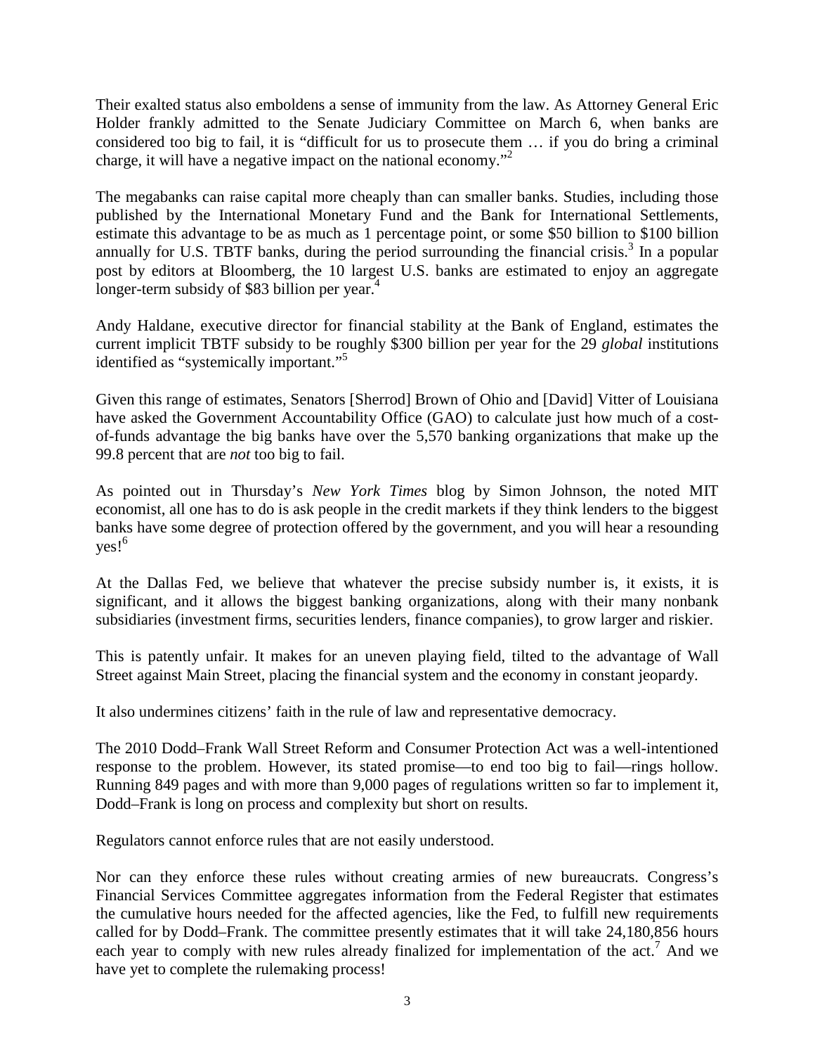Their exalted status also emboldens a sense of immunity from the law. As Attorney General Eric Holder frankly admitted to the Senate Judiciary Committee on March 6, when banks are considered too big to fail, it is "difficult for us to prosecute them … if you do bring a criminal charge, it will have a negative impact on the national economy."[2]

The megabanks can raise capital more cheaply than can smaller banks. Studies, including those published by the International Monetary Fund and the Bank for International Settlements, estimate this advantage to be as much as 1 percentage point, or some $50 billion to $100 billion annually for U.S. TBTF banks, during the period surrounding the financial crisis.[3] In a popular post by editors at Bloomberg, the 10 largest U.S. banks are estimated to enjoy an aggregate longer-term subsidy of $83 billion per year.[4]

Andy Haldane, executive director for financial stability at the Bank of England, estimates the current implicit TBTF subsidy to be roughly $300 billion per year for the 29 *global* institutions identified as "systemically important."[5]

Given this range of estimates, Senators [Sherrod] Brown of Ohio and [David] Vitter of Louisiana have asked the Government Accountability Office (GAO) to calculate just how much of a cost-of-funds advantage the big banks have over the 5,570 banking organizations that make up the 99.8 percent that are *not* too big to fail.

As pointed out in Thursday's *New York Times* blog by Simon Johnson, the noted MIT economist, all one has to do is ask people in the credit markets if they think lenders to the biggest banks have some degree of protection offered by the government, and you will hear a resounding yes![6]

At the Dallas Fed, we believe that whatever the precise subsidy number is, it exists, it is significant, and it allows the biggest banking organizations, along with their many nonbank subsidiaries (investment firms, securities lenders, finance companies), to grow larger and riskier.

This is patently unfair. It makes for an uneven playing field, tilted to the advantage of Wall Street against Main Street, placing the financial system and the economy in constant jeopardy.

It also undermines citizens' faith in the rule of law and representative democracy.

The 2010 Dodd–Frank Wall Street Reform and Consumer Protection Act was a well-intentioned response to the problem. However, its stated promise—to end too big to fail—rings hollow. Running 849 pages and with more than 9,000 pages of regulations written so far to implement it, Dodd–Frank is long on process and complexity but short on results.

Regulators cannot enforce rules that are not easily understood.

Nor can they enforce these rules without creating armies of new bureaucrats. Congress's Financial Services Committee aggregates information from the Federal Register that estimates the cumulative hours needed for the affected agencies, like the Fed, to fulfill new requirements called for by Dodd–Frank. The committee presently estimates that it will take 24,180,856 hours each year to comply with new rules already finalized for implementation of the act.[7] And we have yet to complete the rulemaking process!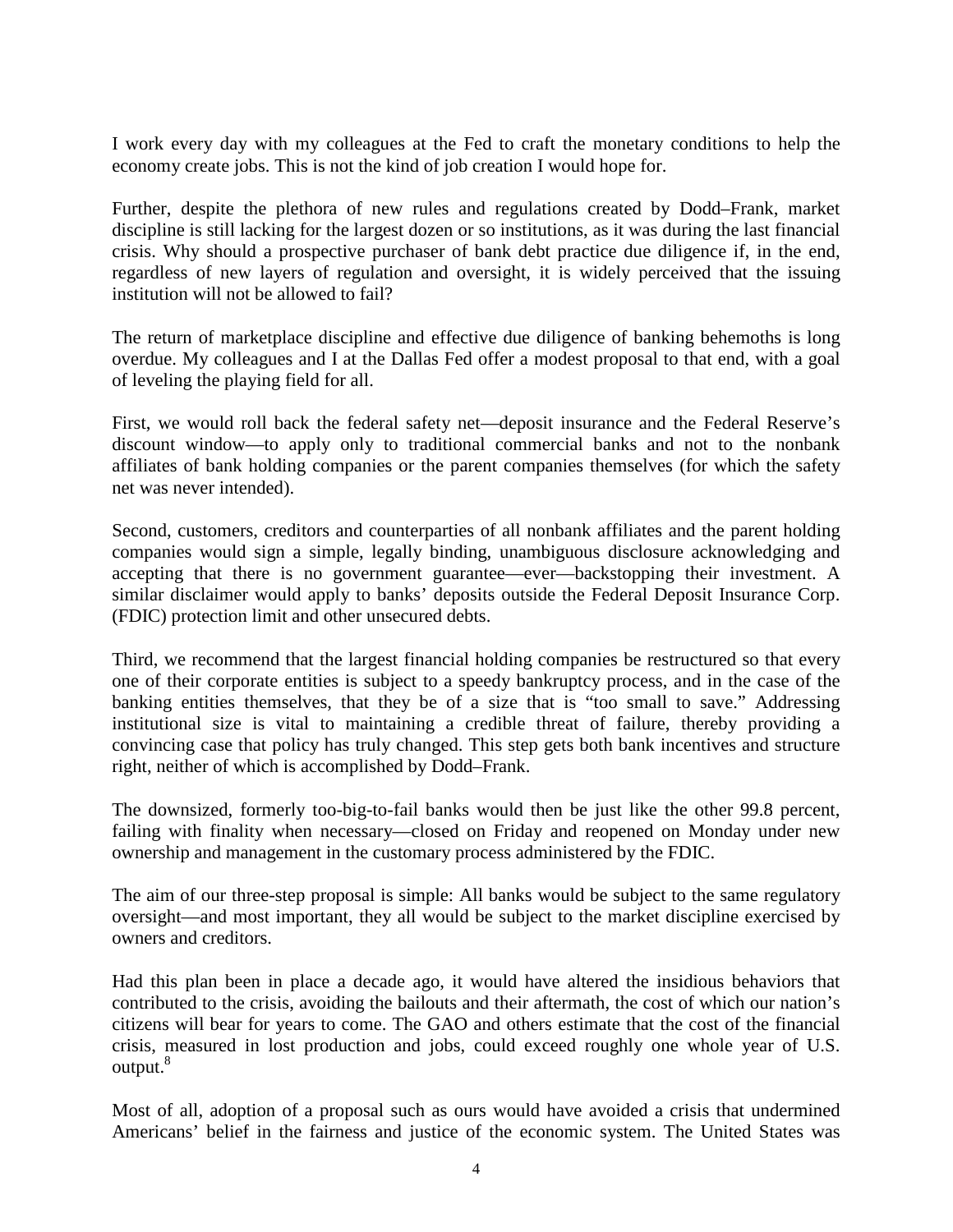I work every day with my colleagues at the Fed to craft the monetary conditions to help the economy create jobs. This is not the kind of job creation I would hope for.

Further, despite the plethora of new rules and regulations created by Dodd–Frank, market discipline is still lacking for the largest dozen or so institutions, as it was during the last financial crisis. Why should a prospective purchaser of bank debt practice due diligence if, in the end, regardless of new layers of regulation and oversight, it is widely perceived that the issuing institution will not be allowed to fail?

The return of marketplace discipline and effective due diligence of banking behemoths is long overdue. My colleagues and I at the Dallas Fed offer a modest proposal to that end, with a goal of leveling the playing field for all.

First, we would roll back the federal safety net—deposit insurance and the Federal Reserve's discount window—to apply only to traditional commercial banks and not to the nonbank affiliates of bank holding companies or the parent companies themselves (for which the safety net was never intended).

Second, customers, creditors and counterparties of all nonbank affiliates and the parent holding companies would sign a simple, legally binding, unambiguous disclosure acknowledging and accepting that there is no government guarantee—ever—backstopping their investment. A similar disclaimer would apply to banks' deposits outside the Federal Deposit Insurance Corp. (FDIC) protection limit and other unsecured debts.

Third, we recommend that the largest financial holding companies be restructured so that every one of their corporate entities is subject to a speedy bankruptcy process, and in the case of the banking entities themselves, that they be of a size that is "too small to save." Addressing institutional size is vital to maintaining a credible threat of failure, thereby providing a convincing case that policy has truly changed. This step gets both bank incentives and structure right, neither of which is accomplished by Dodd–Frank.

The downsized, formerly too-big-to-fail banks would then be just like the other 99.8 percent, failing with finality when necessary—closed on Friday and reopened on Monday under new ownership and management in the customary process administered by the FDIC.

The aim of our three-step proposal is simple: All banks would be subject to the same regulatory oversight—and most important, they all would be subject to the market discipline exercised by owners and creditors.

Had this plan been in place a decade ago, it would have altered the insidious behaviors that contributed to the crisis, avoiding the bailouts and their aftermath, the cost of which our nation's citizens will bear for years to come. The GAO and others estimate that the cost of the financial crisis, measured in lost production and jobs, could exceed roughly one whole year of U.S. output.[8]

Most of all, adoption of a proposal such as ours would have avoided a crisis that undermined Americans' belief in the fairness and justice of the economic system. The United States was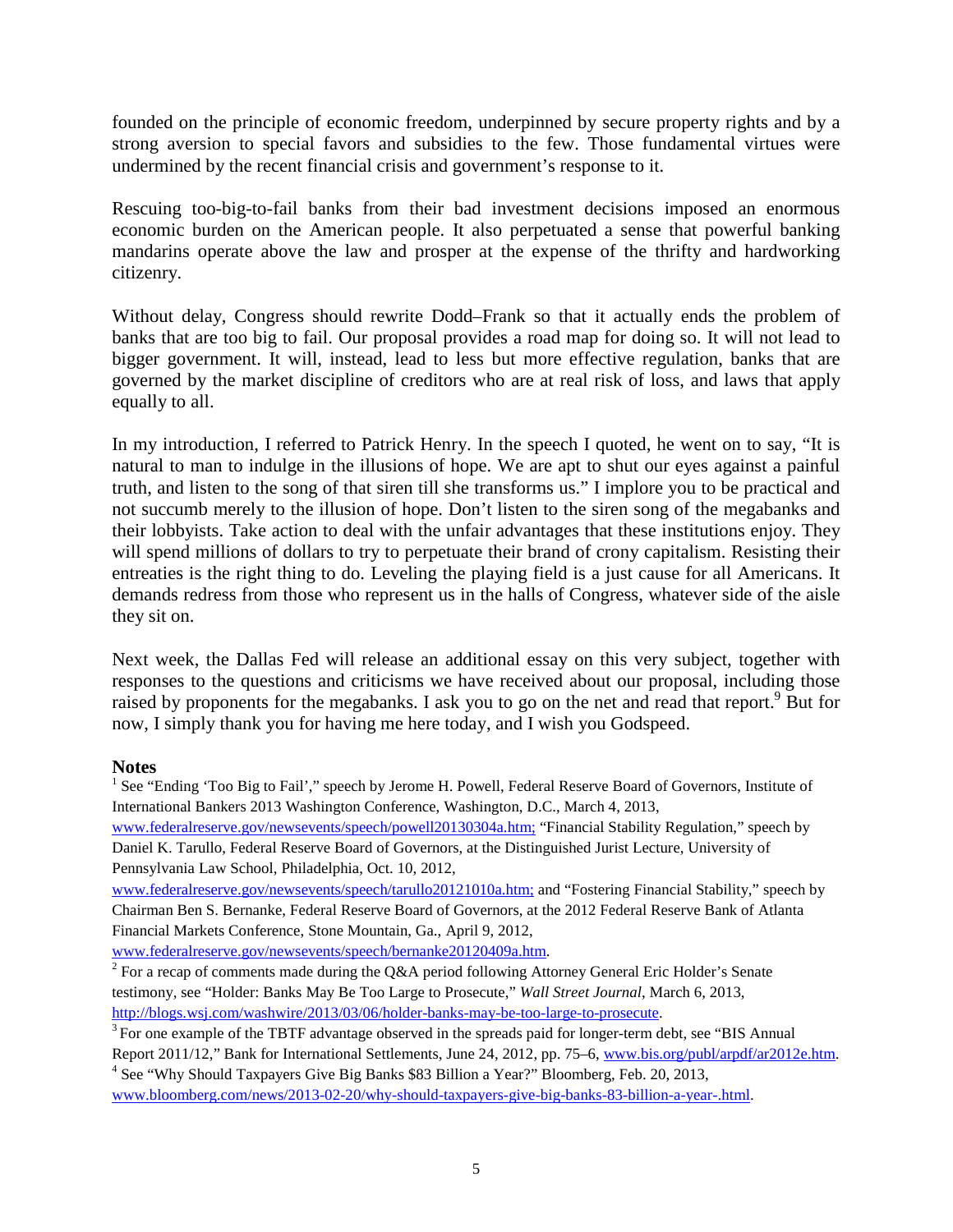founded on the principle of economic freedom, underpinned by secure property rights and by a strong aversion to special favors and subsidies to the few. Those fundamental virtues were undermined by the recent financial crisis and government's response to it.

Rescuing too-big-to-fail banks from their bad investment decisions imposed an enormous economic burden on the American people. It also perpetuated a sense that powerful banking mandarins operate above the law and prosper at the expense of the thrifty and hardworking citizenry.

Without delay, Congress should rewrite Dodd–Frank so that it actually ends the problem of banks that are too big to fail. Our proposal provides a road map for doing so. It will not lead to bigger government. It will, instead, lead to less but more effective regulation, banks that are governed by the market discipline of creditors who are at real risk of loss, and laws that apply equally to all.

In my introduction, I referred to Patrick Henry. In the speech I quoted, he went on to say, "It is natural to man to indulge in the illusions of hope. We are apt to shut our eyes against a painful truth, and listen to the song of that siren till she transforms us." I implore you to be practical and not succumb merely to the illusion of hope. Don't listen to the siren song of the megabanks and their lobbyists. Take action to deal with the unfair advantages that these institutions enjoy. They will spend millions of dollars to try to perpetuate their brand of crony capitalism. Resisting their entreaties is the right thing to do. Leveling the playing field is a just cause for all Americans. It demands redress from those who represent us in the halls of Congress, whatever side of the aisle they sit on.

Next week, the Dallas Fed will release an additional essay on this very subject, together with responses to the questions and criticisms we have received about our proposal, including those raised by proponents for the megabanks. I ask you to go on the net and read that report.[9] But for now, I simply thank you for having me here today, and I wish you Godspeed.

## Notes

[1] See "Ending 'Too Big to Fail'," speech by Jerome H. Powell, Federal Reserve Board of Governors, Institute of International Bankers 2013 Washington Conference, Washington, D.C., March 4, 2013, www.federalreserve.gov/newsevents/speech/powell20130304a.htm; "Financial Stability Regulation," speech by Daniel K. Tarullo, Federal Reserve Board of Governors, at the Distinguished Jurist Lecture, University of Pennsylvania Law School, Philadelphia, Oct. 10, 2012, www.federalreserve.gov/newsevents/speech/tarullo20121010a.htm; and "Fostering Financial Stability," speech by Chairman Ben S. Bernanke, Federal Reserve Board of Governors, at the 2012 Federal Reserve Bank of Atlanta Financial Markets Conference, Stone Mountain, Ga., April 9, 2012, www.federalreserve.gov/newsevents/speech/bernanke20120409a.htm.

[2] For a recap of comments made during the Q&A period following Attorney General Eric Holder's Senate testimony, see "Holder: Banks May Be Too Large to Prosecute," *Wall Street Journal*, March 6, 2013, http://blogs.wsj.com/washwire/2013/03/06/holder-banks-may-be-too-large-to-prosecute.

[3] For one example of the TBTF advantage observed in the spreads paid for longer-term debt, see "BIS Annual Report 2011/12," Bank for International Settlements, June 24, 2012, pp. 75–6, www.bis.org/publ/arpdf/ar2012e.htm.

[4] See "Why Should Taxpayers Give Big Banks $83 Billion a Year?" Bloomberg, Feb. 20, 2013, www.bloomberg.com/news/2013-02-20/why-should-taxpayers-give-big-banks-83-billion-a-year-.html.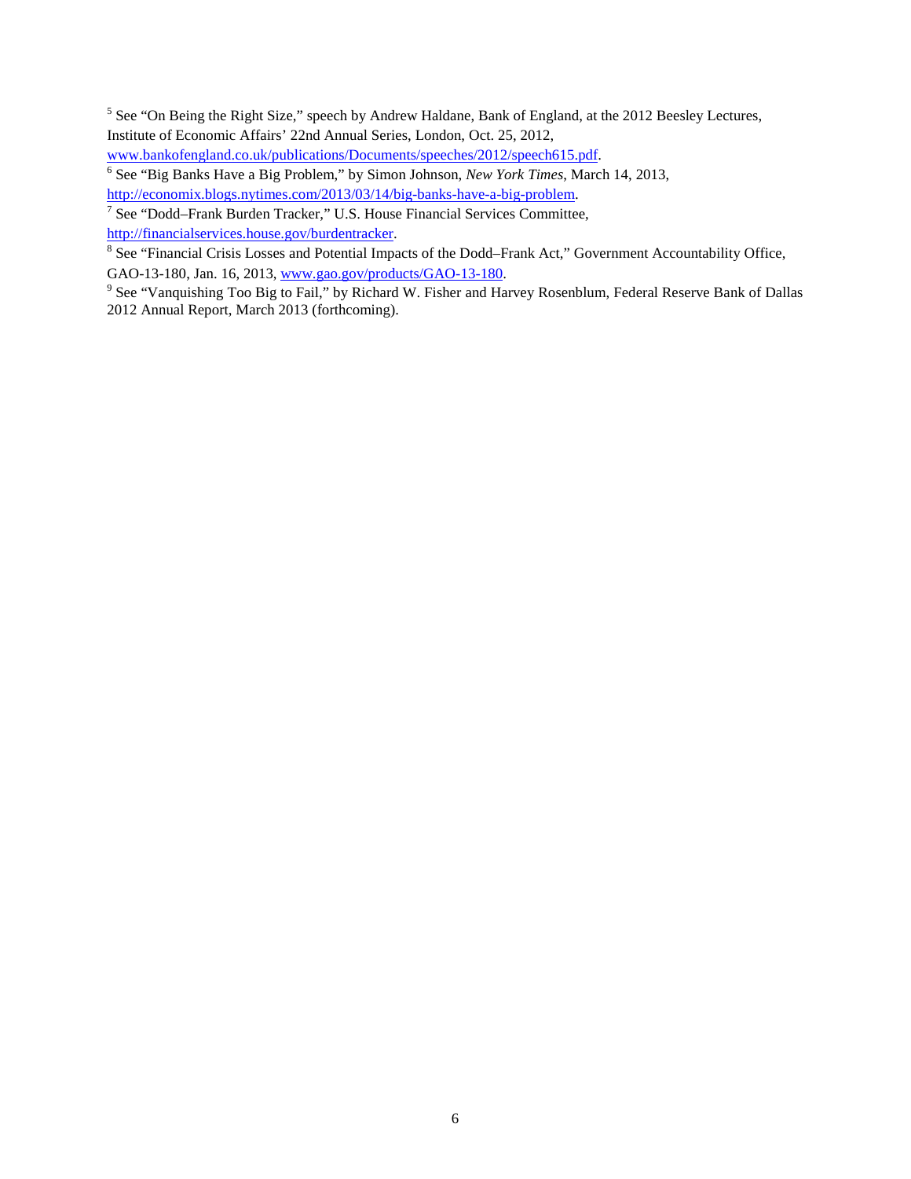[5] See "On Being the Right Size," speech by Andrew Haldane, Bank of England, at the 2012 Beesley Lectures, Institute of Economic Affairs' 22nd Annual Series, London, Oct. 25, 2012, www.bankofengland.co.uk/publications/Documents/speeches/2012/speech615.pdf.

[6] See "Big Banks Have a Big Problem," by Simon Johnson, *New York Times*, March 14, 2013, http://economix.blogs.nytimes.com/2013/03/14/big-banks-have-a-big-problem.

[7] See "Dodd–Frank Burden Tracker," U.S. House Financial Services Committee, http://financialservices.house.gov/burdentracker.

[8] See "Financial Crisis Losses and Potential Impacts of the Dodd–Frank Act," Government Accountability Office, GAO-13-180, Jan. 16, 2013, www.gao.gov/products/GAO-13-180.

[9] See "Vanquishing Too Big to Fail," by Richard W. Fisher and Harvey Rosenblum, Federal Reserve Bank of Dallas 2012 Annual Report, March 2013 (forthcoming).